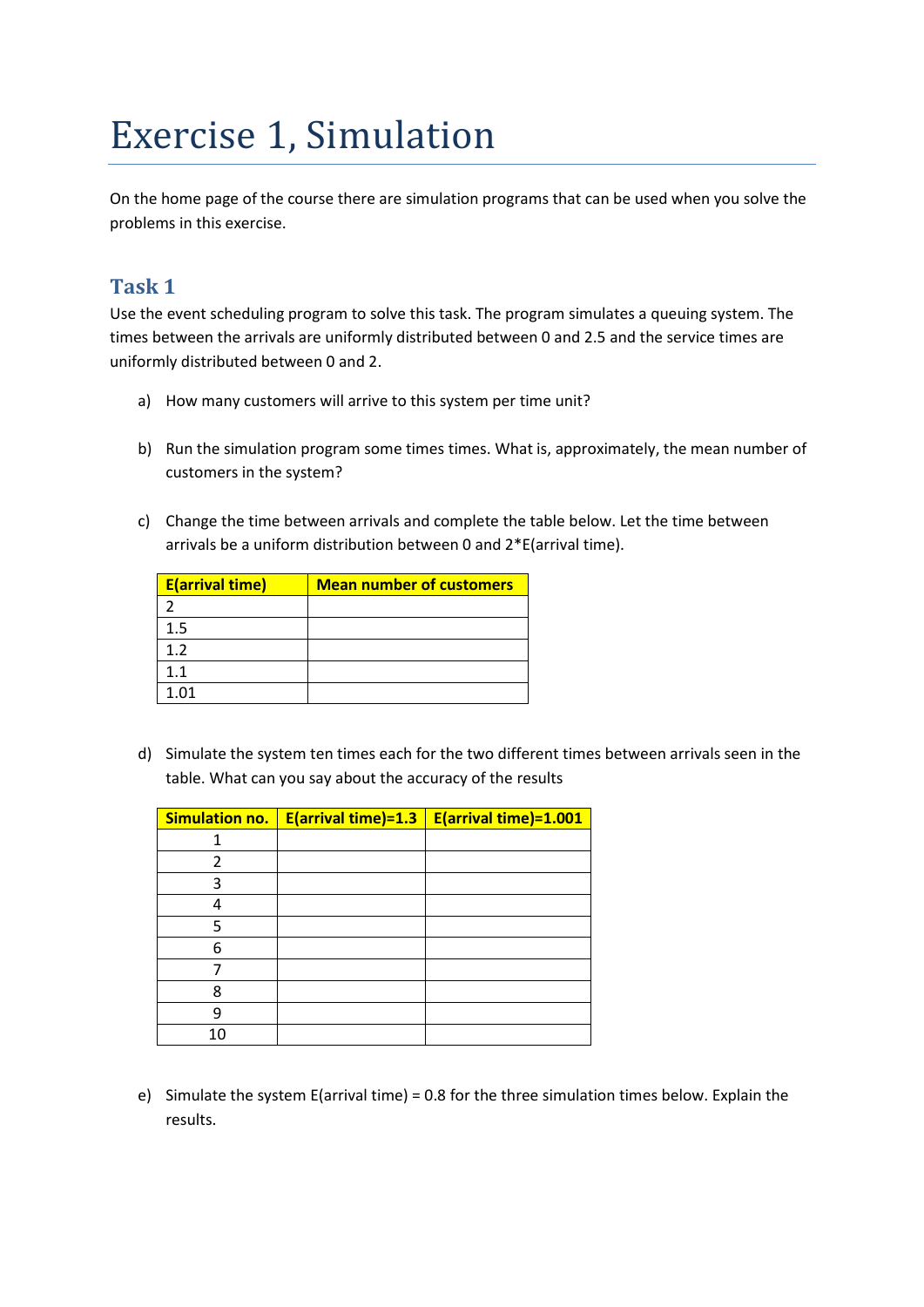# Exercise 1, Simulation

On the home page of the course there are simulation programs that can be used when you solve the problems in this exercise.

## Task 1

Use the event scheduling program to solve this task. The program simulates a queuing system. The times between the arrivals are uniformly distributed between 0 and 2.5 and the service times are uniformly distributed between 0 and 2.

a) How many customers will arrive to this system per time unit?

b) Run the simulation program some times times. What is, approximately, the mean number of customers in the system?

c) Change the time between arrivals and complete the table below. Let the time between arrivals be a uniform distribution between 0 and 2*E(arrival time).

| E(arrival time) | Mean number of customers |
|---|---|
| 2 | |
| 1.5 | |
| 1.2 | |
| 1.1 | |
| 1.01 | |

d) Simulate the system ten times each for the two different times between arrivals seen in the table. What can you say about the accuracy of the results

| Simulation no. | E(arrival time)=1.3 | E(arrival time)=1.001 |
|---|---|---|
| 1 | | |
| 2 | | |
| 3 | | |
| 4 | | |
| 5 | | |
| 6 | | |
| 7 | | |
| 8 | | |
| 9 | | |
| 10 | | |

e) Simulate the system E(arrival time) = 0.8 for the three simulation times below. Explain the results.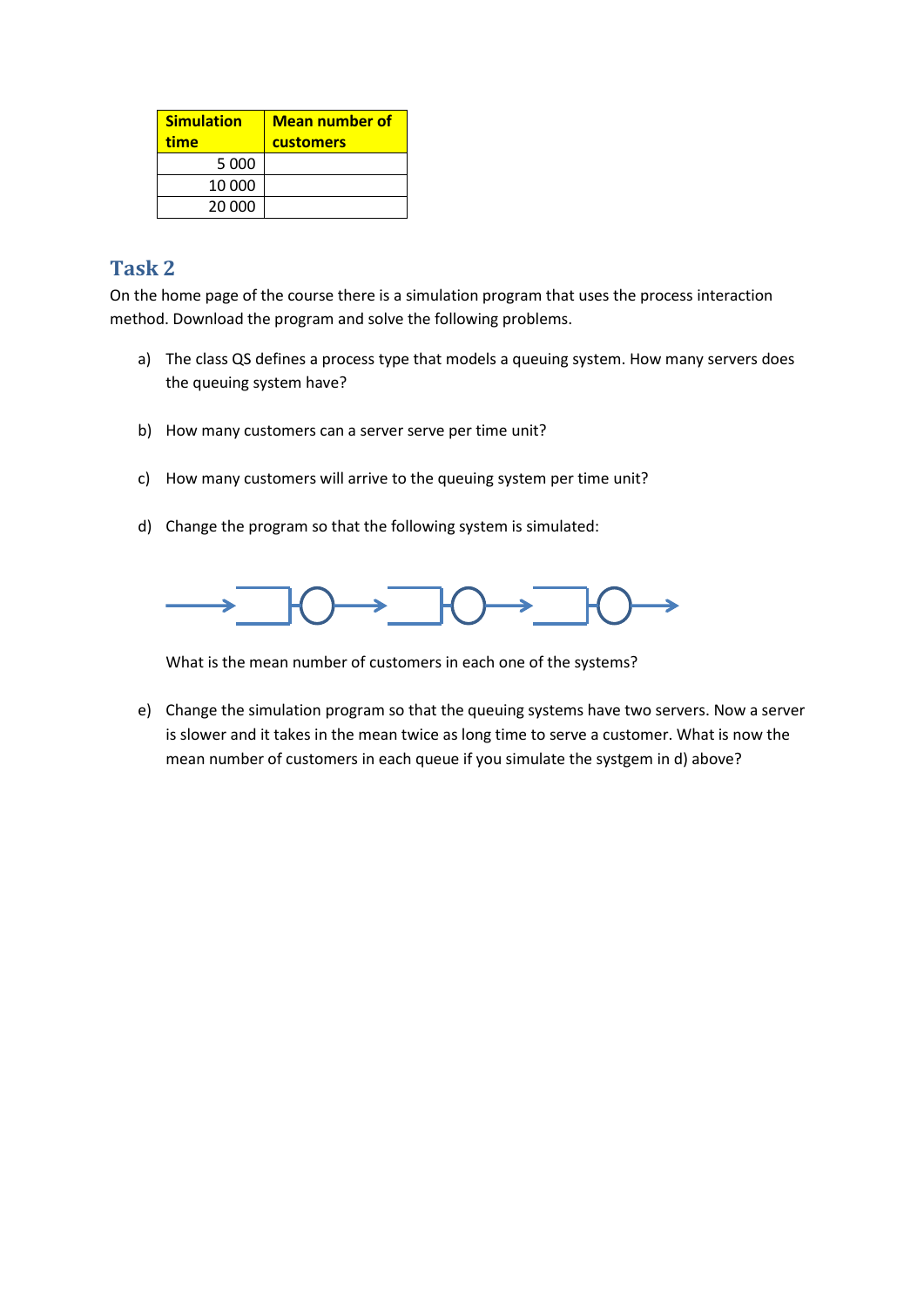| Simulation time | Mean number of customers |
|---|---|
| 5 000 | |
| 10 000 | |
| 20 000 | |

## Task 2

On the home page of the course there is a simulation program that uses the process interaction method. Download the program and solve the following problems.

a) The class QS defines a process type that models a queuing system. How many servers does the queuing system have?

b) How many customers can a server serve per time unit?

c) How many customers will arrive to the queuing system per time unit?

d) Change the program so that the following system is simulated:

What is the mean number of customers in each one of the systems?

e) Change the simulation program so that the queuing systems have two servers. Now a server is slower and it takes in the mean twice as long time to serve a customer. What is now the mean number of customers in each queue if you simulate the systgem in d) above?